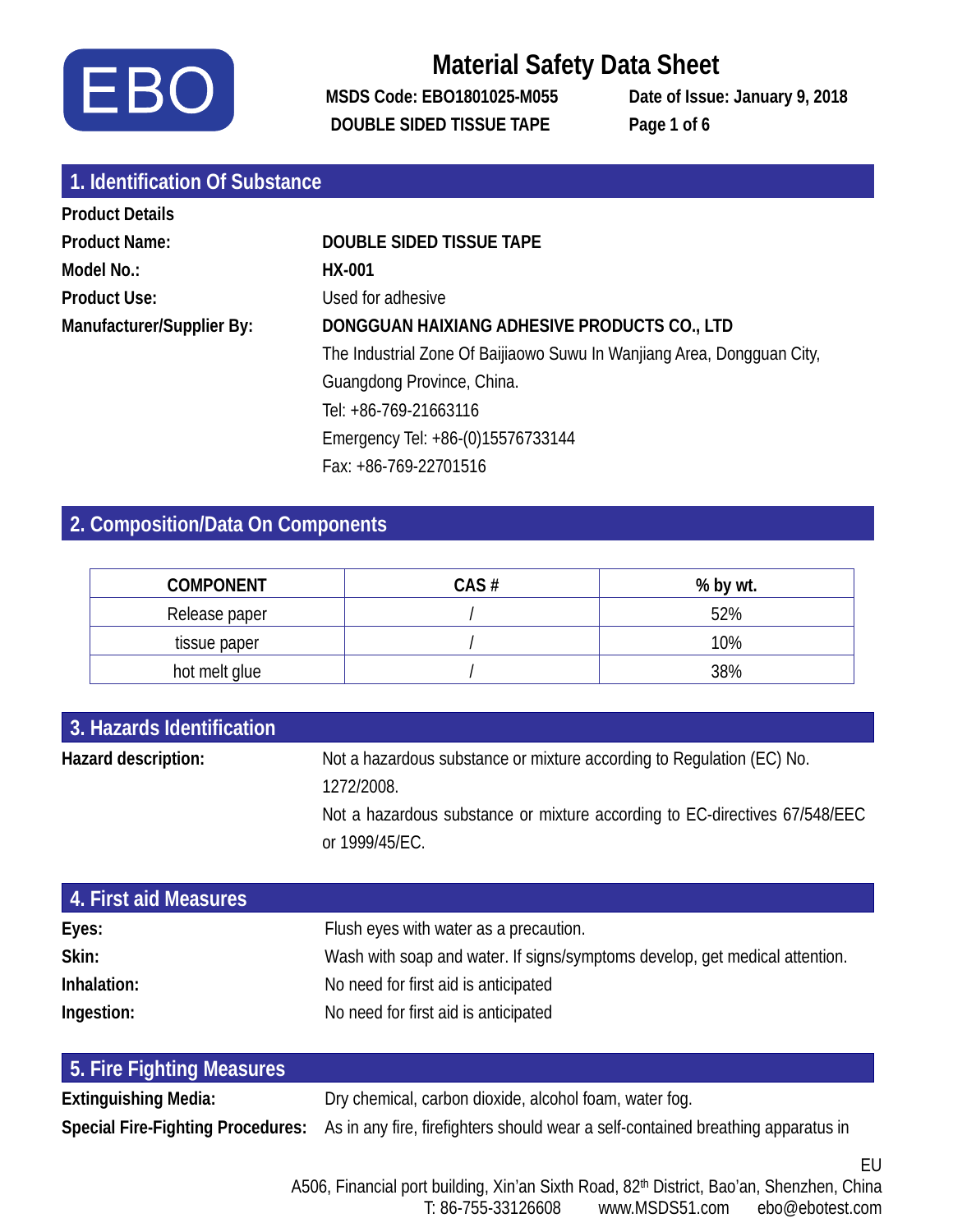# Material Safety Data Sheet

**MSDS Code: EBO1801025-M055** **Date of Issue: January 9, 2018**

**DOUBLE SIDED TISSUE TAPE**

## 1. Identification Of Substance

**Product Details**

**Product Name:** **DOUBLE SIDED TISSUE TAPE**

**Model No.:** **HX-001**

**Product Use:** Used for adhesive

**Manufacturer/Supplier By:** **DONGGUAN HAIXIANG ADHESIVE PRODUCTS CO., LTD**

The Industrial Zone Of Baijiaowo Suwu In Wanjiang Area, Dongguan City, Guangdong Province, China.

Tel: +86-769-21663116

Emergency Tel: +86-(0)15576733144

Fax: +86-769-22701516

## 2. Composition/Data On Components

| COMPONENT | CAS # | % by wt. |
|---|---|---|
| Release paper | / | 52% |
| tissue paper | / | 10% |
| hot melt glue | / | 38% |

## 3. Hazards Identification

**Hazard description:** Not a hazardous substance or mixture according to Regulation (EC) No. 1272/2008.

Not a hazardous substance or mixture according to EC-directives 67/548/EEC or 1999/45/EC.

## 4. First aid Measures

**Eyes:** Flush eyes with water as a precaution.

**Skin:** Wash with soap and water. If signs/symptoms develop, get medical attention.

**Inhalation:** No need for first aid is anticipated

**Ingestion:** No need for first aid is anticipated

## 5. Fire Fighting Measures

**Extinguishing Media:** Dry chemical, carbon dioxide, alcohol foam, water fog.

**Special Fire-Fighting Procedures:** As in any fire, firefighters should wear a self-contained breathing apparatus in

EU

A506, Financial port building, Xin'an Sixth Road, 82th District, Bao'an, Shenzhen, China

T: 86-755-33126608 www.MSDS51.com ebo@ebotest.com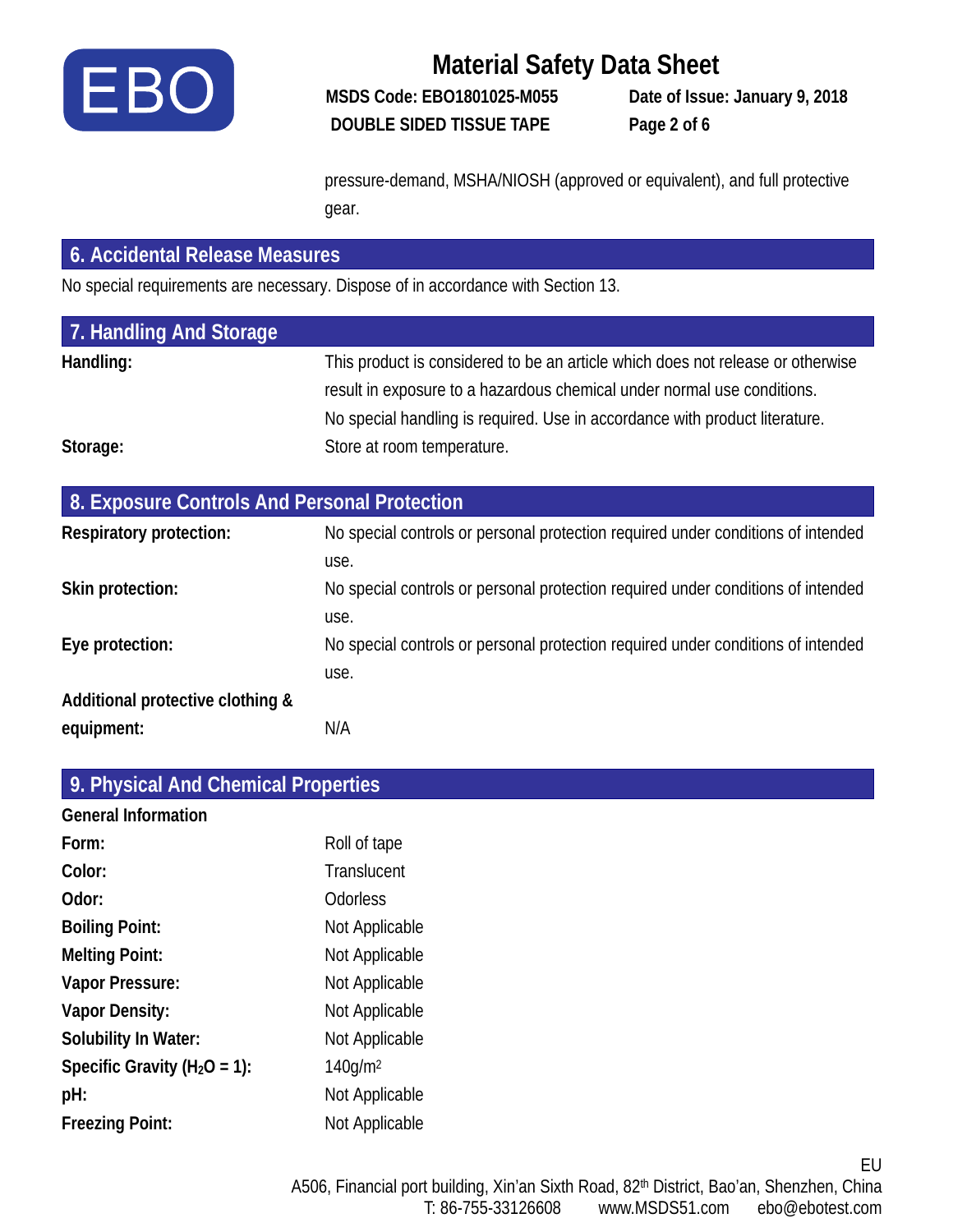pressure-demand, MSHA/NIOSH (approved or equivalent), and full protective gear.

## 6. Accidental Release Measures

No special requirements are necessary. Dispose of in accordance with Section 13.

## 7. Handling And Storage

**Handling:** This product is considered to be an article which does not release or otherwise result in exposure to a hazardous chemical under normal use conditions. No special handling is required. Use in accordance with product literature.

**Storage:** Store at room temperature.

## 8. Exposure Controls And Personal Protection

**Respiratory protection:** No special controls or personal protection required under conditions of intended use.

**Skin protection:** No special controls or personal protection required under conditions of intended use.

**Eye protection:** No special controls or personal protection required under conditions of intended use.

**Additional protective clothing & equipment:** N/A

## 9. Physical And Chemical Properties

**General Information**

| | |
|---|---|
| **Form:** | Roll of tape |
| **Color:** | Translucent |
| **Odor:** | Odorless |
| **Boiling Point:** | Not Applicable |
| **Melting Point:** | Not Applicable |
| **Vapor Pressure:** | Not Applicable |
| **Vapor Density:** | Not Applicable |
| **Solubility In Water:** | Not Applicable |
| **Specific Gravity ($H_2O$ = 1):** | 140g/$m^2$ |
| **pH:** | Not Applicable |
| **Freezing Point:** | Not Applicable |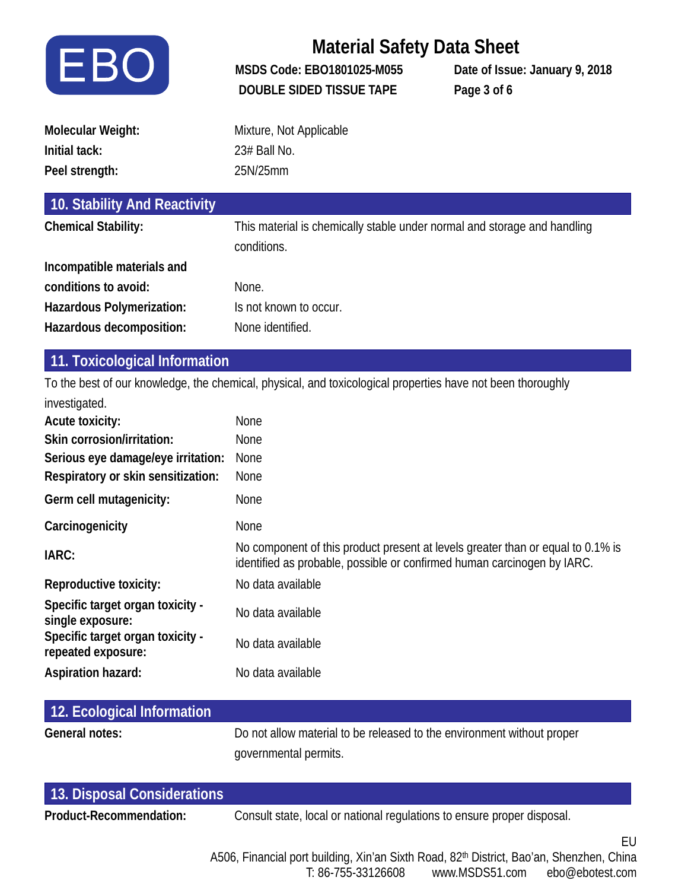**Molecular Weight:** Mixture, Not Applicable

**Initial tack:** 23# Ball No.

**Peel strength:** 25N/25mm

## 10. Stability And Reactivity

**Chemical Stability:** This material is chemically stable under normal and storage and handling conditions.

**Incompatible materials and conditions to avoid:** None.

**Hazardous Polymerization:** Is not known to occur.

**Hazardous decomposition:** None identified.

## 11. Toxicological Information

To the best of our knowledge, the chemical, physical, and toxicological properties have not been thoroughly investigated.

**Acute toxicity:** None

**Skin corrosion/irritation:** None

**Serious eye damage/eye irritation:** None

**Respiratory or skin sensitization:** None

**Germ cell mutagenicity:** None

**Carcinogenicity** None

**IARC:** No component of this product present at levels greater than or equal to 0.1% is identified as probable, possible or confirmed human carcinogen by IARC.

**Reproductive toxicity:** No data available

**Specific target organ toxicity - single exposure:** No data available

**Specific target organ toxicity - repeated exposure:** No data available

**Aspiration hazard:** No data available

## 12. Ecological Information

**General notes:** Do not allow material to be released to the environment without proper governmental permits.

## 13. Disposal Considerations

**Product-Recommendation:** Consult state, local or national regulations to ensure proper disposal.

EU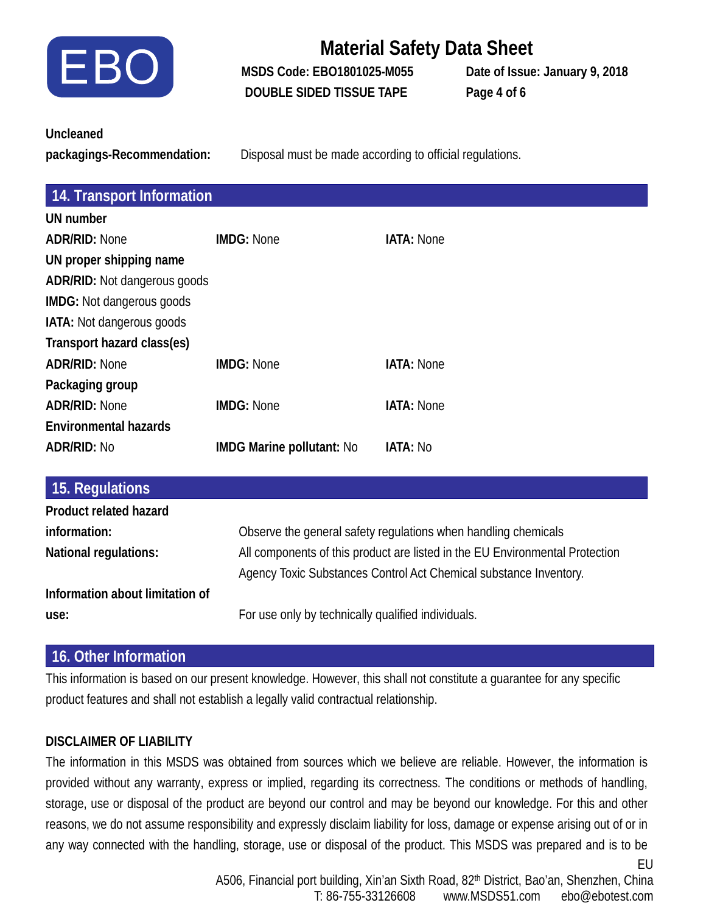**Uncleaned packagings-Recommendation:** Disposal must be made according to official regulations.

## 14. Transport Information

**UN number**

| **ADR/RID:** None | **IMDG:** None | **IATA:** None |
|---|---|---|

**UN proper shipping name**

**ADR/RID:** Not dangerous goods

**IMDG:** Not dangerous goods

**IATA:** Not dangerous goods

**Transport hazard class(es)**

| **ADR/RID:** None | **IMDG:** None | **IATA:** None |
|---|---|---|

**Packaging group**

| **ADR/RID:** None | **IMDG:** None | **IATA:** None |
|---|---|---|

**Environmental hazards**

| **ADR/RID:** No | **IMDG Marine pollutant:** No | **IATA:** No |
|---|---|---|

## 15. Regulations

**Product related hazard information:** Observe the general safety regulations when handling chemicals

**National regulations:** All components of this product are listed in the EU Environmental Protection Agency Toxic Substances Control Act Chemical substance Inventory.

**Information about limitation of use:** For use only by technically qualified individuals.

## 16. Other Information

This information is based on our present knowledge. However, this shall not constitute a guarantee for any specific product features and shall not establish a legally valid contractual relationship.

**DISCLAIMER OF LIABILITY**

The information in this MSDS was obtained from sources which we believe are reliable. However, the information is provided without any warranty, express or implied, regarding its correctness. The conditions or methods of handling, storage, use or disposal of the product are beyond our control and may be beyond our knowledge. For this and other reasons, we do not assume responsibility and expressly disclaim liability for loss, damage or expense arising out of or in any way connected with the handling, storage, use or disposal of the product. This MSDS was prepared and is to be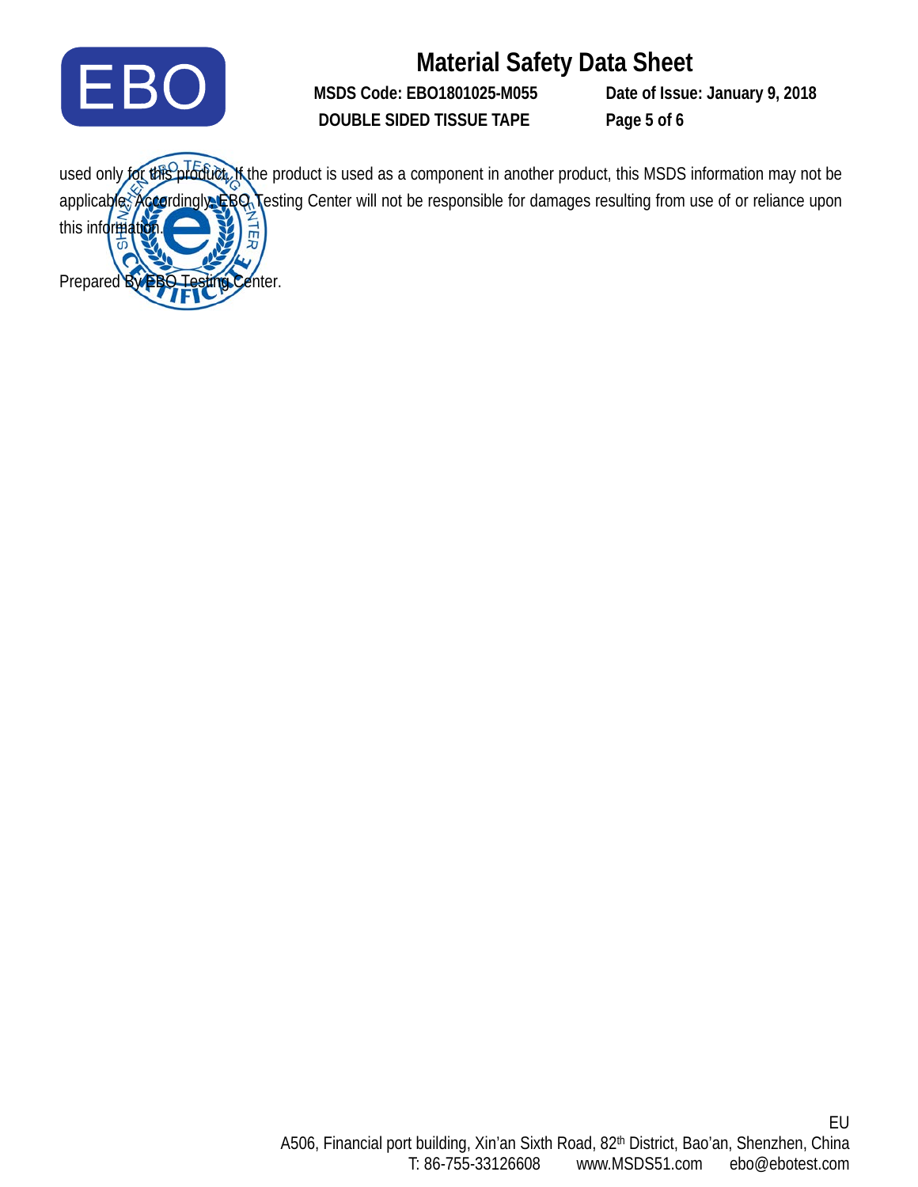used only for this product. If the product is used as a component in another product, this MSDS information may not be applicable. Accordingly, EBO Testing Center will not be responsible for damages resulting from use of or reliance upon this information.

Prepared By EBO Testing Center.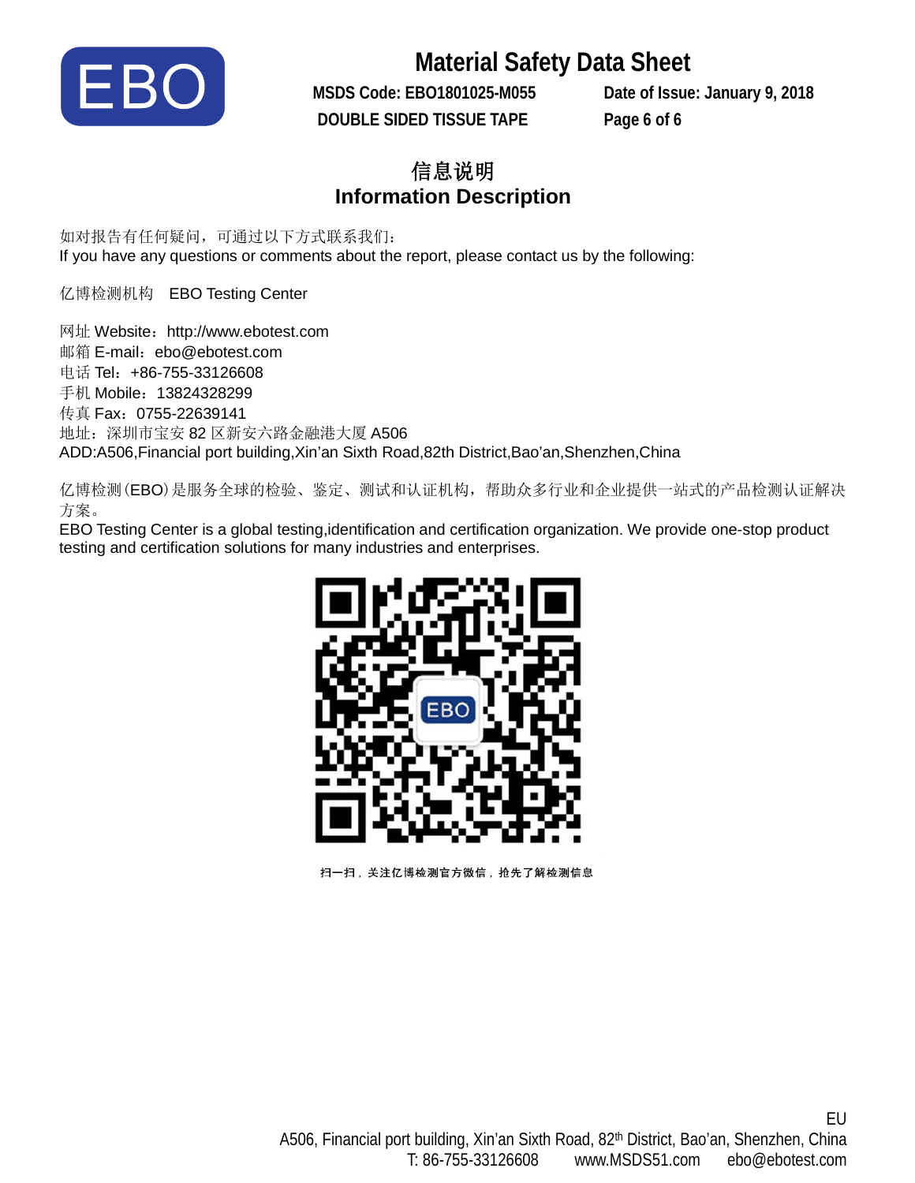# 信息说明
# Information Description

如对报告有任何疑问，可通过以下方式联系我们：
If you have any questions or comments about the report, please contact us by the following:

亿博检测机构　EBO Testing Center

网址 Website：http://www.ebotest.com
邮箱 E-mail：ebo@ebotest.com
电话 Tel：+86-755-33126608
手机 Mobile：13824328299
传真 Fax：0755-22639141
地址：深圳市宝安 82 区新安六路金融港大厦 A506
ADD:A506,Financial port building,Xin'an Sixth Road,82th District,Bao'an,Shenzhen,China

亿博检测(EBO)是服务全球的检验、鉴定、测试和认证机构，帮助众多行业和企业提供一站式的产品检测认证解决方案。
EBO Testing Center is a global testing,identification and certification organization. We provide one-stop product testing and certification solutions for many industries and enterprises.

扫一扫，关注亿博检测官方微信，抢先了解检测信息